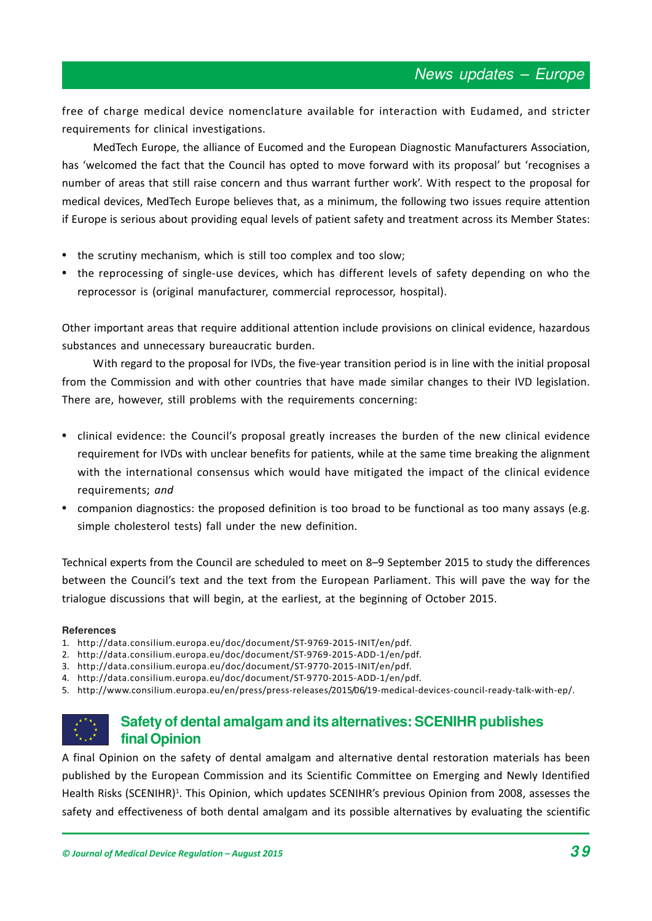free of charge medical device nomenclature available for interaction with Eudamed, and stricter requirements for clinical investigations.

MedTech Europe, the alliance of Eucomed and the European Diagnostic Manufacturers Association, has 'welcomed the fact that the Council has opted to move forward with its proposal' but 'recognises a number of areas that still raise concern and thus warrant further work'. With respect to the proposal for medical devices, MedTech Europe believes that, as a minimum, the following two issues require attention if Europe is serious about providing equal levels of patient safety and treatment across its Member States:

- the scrutiny mechanism, which is still too complex and too slow;
- the reprocessing of single-use devices, which has different levels of safety depending on who the reprocessor is (original manufacturer, commercial reprocessor, hospital).

Other important areas that require additional attention include provisions on clinical evidence, hazardous substances and unnecessary bureaucratic burden.

With regard to the proposal for IVDs, the five-year transition period is in line with the initial proposal from the Commission and with other countries that have made similar changes to their IVD legislation. There are, however, still problems with the requirements concerning:

- clinical evidence: the Council's proposal greatly increases the burden of the new clinical evidence requirement for IVDs with unclear benefits for patients, while at the same time breaking the alignment with the international consensus which would have mitigated the impact of the clinical evidence requirements; *and*
- companion diagnostics: the proposed definition is too broad to be functional as too many assays (e.g. simple cholesterol tests) fall under the new definition.

Technical experts from the Council are scheduled to meet on 8–9 September 2015 to study the differences between the Council's text and the text from the European Parliament. This will pave the way for the trialogue discussions that will begin, at the earliest, at the beginning of October 2015.

**References**

1. http://data.consilium.europa.eu/doc/document/ST-9769-2015-INIT/en/pdf.
2. http://data.consilium.europa.eu/doc/document/ST-9769-2015-ADD-1/en/pdf.
3. http://data.consilium.europa.eu/doc/document/ST-9770-2015-INIT/en/pdf.
4. http://data.consilium.europa.eu/doc/document/ST-9770-2015-ADD-1/en/pdf.
5. http://www.consilium.europa.eu/en/press/press-releases/2015/06/19-medical-devices-council-ready-talk-with-ep/.

## Safety of dental amalgam and its alternatives: SCENIHR publishes final Opinion

A final Opinion on the safety of dental amalgam and alternative dental restoration materials has been published by the European Commission and its Scientific Committee on Emerging and Newly Identified Health Risks (SCENIHR)[1]. This Opinion, which updates SCENIHR's previous Opinion from 2008, assesses the safety and effectiveness of both dental amalgam and its possible alternatives by evaluating the scientific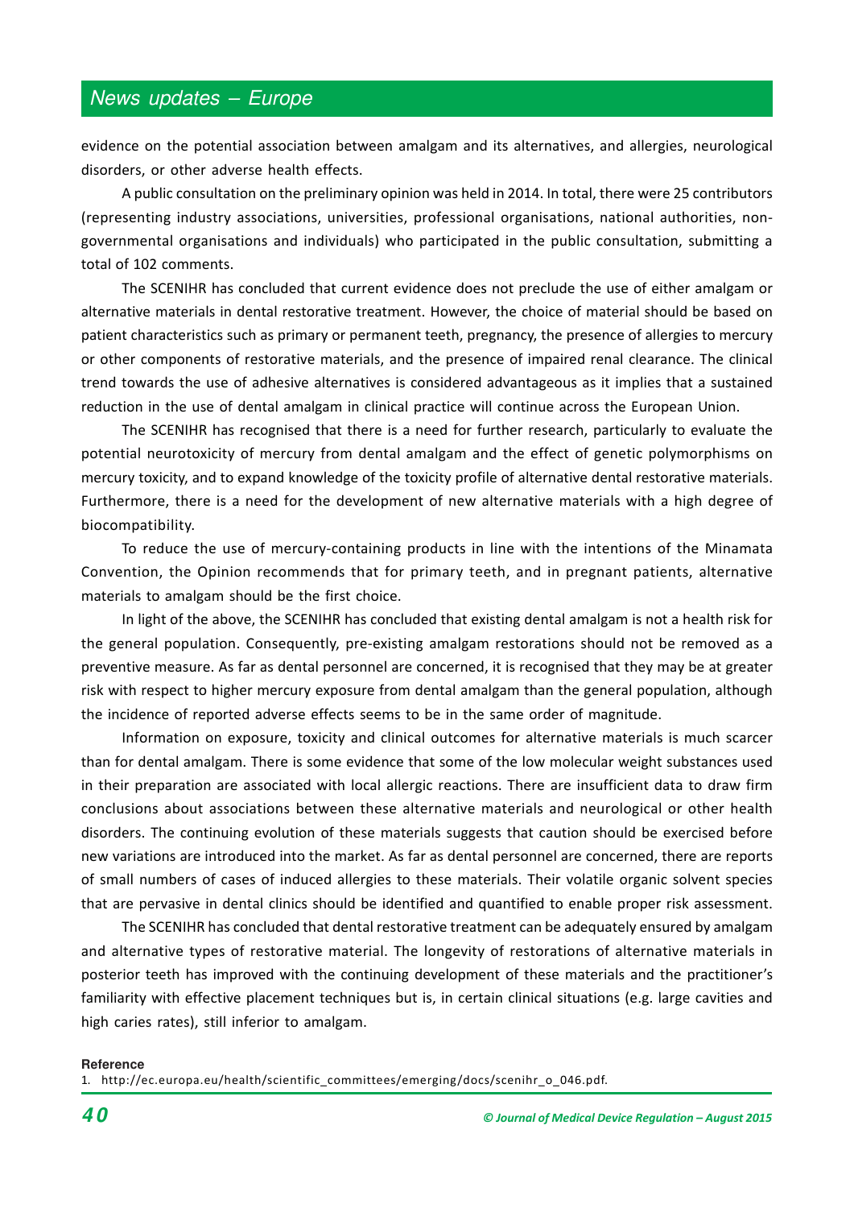evidence on the potential association between amalgam and its alternatives, and allergies, neurological disorders, or other adverse health effects.

A public consultation on the preliminary opinion was held in 2014. In total, there were 25 contributors (representing industry associations, universities, professional organisations, national authorities, non-governmental organisations and individuals) who participated in the public consultation, submitting a total of 102 comments.

The SCENIHR has concluded that current evidence does not preclude the use of either amalgam or alternative materials in dental restorative treatment. However, the choice of material should be based on patient characteristics such as primary or permanent teeth, pregnancy, the presence of allergies to mercury or other components of restorative materials, and the presence of impaired renal clearance. The clinical trend towards the use of adhesive alternatives is considered advantageous as it implies that a sustained reduction in the use of dental amalgam in clinical practice will continue across the European Union.

The SCENIHR has recognised that there is a need for further research, particularly to evaluate the potential neurotoxicity of mercury from dental amalgam and the effect of genetic polymorphisms on mercury toxicity, and to expand knowledge of the toxicity profile of alternative dental restorative materials. Furthermore, there is a need for the development of new alternative materials with a high degree of biocompatibility.

To reduce the use of mercury-containing products in line with the intentions of the Minamata Convention, the Opinion recommends that for primary teeth, and in pregnant patients, alternative materials to amalgam should be the first choice.

In light of the above, the SCENIHR has concluded that existing dental amalgam is not a health risk for the general population. Consequently, pre-existing amalgam restorations should not be removed as a preventive measure. As far as dental personnel are concerned, it is recognised that they may be at greater risk with respect to higher mercury exposure from dental amalgam than the general population, although the incidence of reported adverse effects seems to be in the same order of magnitude.

Information on exposure, toxicity and clinical outcomes for alternative materials is much scarcer than for dental amalgam. There is some evidence that some of the low molecular weight substances used in their preparation are associated with local allergic reactions. There are insufficient data to draw firm conclusions about associations between these alternative materials and neurological or other health disorders. The continuing evolution of these materials suggests that caution should be exercised before new variations are introduced into the market. As far as dental personnel are concerned, there are reports of small numbers of cases of induced allergies to these materials. Their volatile organic solvent species that are pervasive in dental clinics should be identified and quantified to enable proper risk assessment.

The SCENIHR has concluded that dental restorative treatment can be adequately ensured by amalgam and alternative types of restorative material. The longevity of restorations of alternative materials in posterior teeth has improved with the continuing development of these materials and the practitioner's familiarity with effective placement techniques but is, in certain clinical situations (e.g. large cavities and high caries rates), still inferior to amalgam.

**Reference**

1. http://ec.europa.eu/health/scientific_committees/emerging/docs/scenihr_o_046.pdf.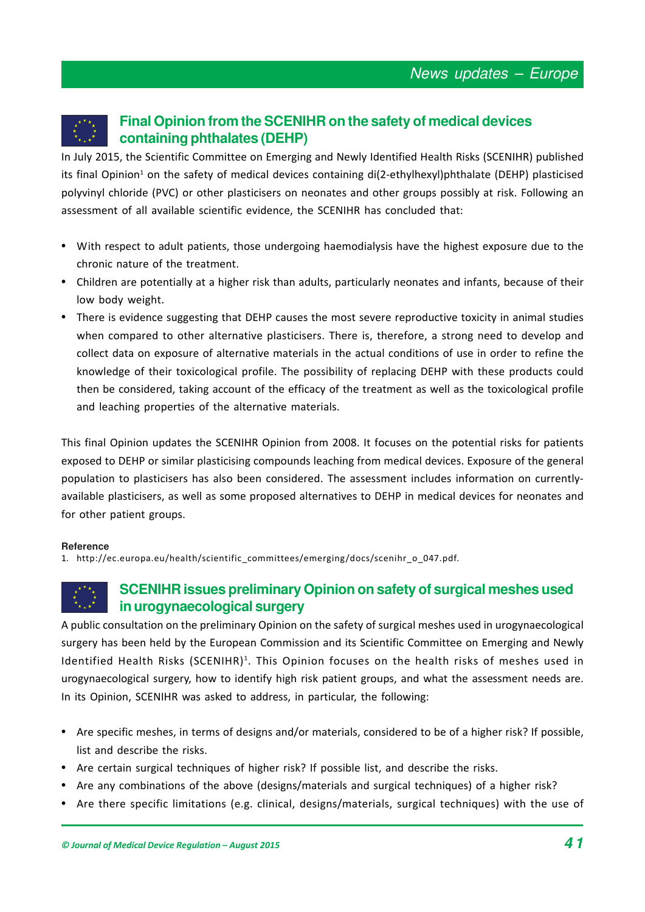## Final Opinion from the SCENIHR on the safety of medical devices containing phthalates (DEHP)

In July 2015, the Scientific Committee on Emerging and Newly Identified Health Risks (SCENIHR) published its final Opinion[1] on the safety of medical devices containing di(2-ethylhexyl)phthalate (DEHP) plasticised polyvinyl chloride (PVC) or other plasticisers on neonates and other groups possibly at risk. Following an assessment of all available scientific evidence, the SCENIHR has concluded that:

- With respect to adult patients, those undergoing haemodialysis have the highest exposure due to the chronic nature of the treatment.
- Children are potentially at a higher risk than adults, particularly neonates and infants, because of their low body weight.
- There is evidence suggesting that DEHP causes the most severe reproductive toxicity in animal studies when compared to other alternative plasticisers. There is, therefore, a strong need to develop and collect data on exposure of alternative materials in the actual conditions of use in order to refine the knowledge of their toxicological profile. The possibility of replacing DEHP with these products could then be considered, taking account of the efficacy of the treatment as well as the toxicological profile and leaching properties of the alternative materials.

This final Opinion updates the SCENIHR Opinion from 2008. It focuses on the potential risks for patients exposed to DEHP or similar plasticising compounds leaching from medical devices. Exposure of the general population to plasticisers has also been considered. The assessment includes information on currently-available plasticisers, as well as some proposed alternatives to DEHP in medical devices for neonates and for other patient groups.

**Reference**

1. http://ec.europa.eu/health/scientific_committees/emerging/docs/scenihr_o_047.pdf.

## SCENIHR issues preliminary Opinion on safety of surgical meshes used in urogynaecological surgery

A public consultation on the preliminary Opinion on the safety of surgical meshes used in urogynaecological surgery has been held by the European Commission and its Scientific Committee on Emerging and Newly Identified Health Risks (SCENIHR)[1]. This Opinion focuses on the health risks of meshes used in urogynaecological surgery, how to identify high risk patient groups, and what the assessment needs are. In its Opinion, SCENIHR was asked to address, in particular, the following:

- Are specific meshes, in terms of designs and/or materials, considered to be of a higher risk? If possible, list and describe the risks.
- Are certain surgical techniques of higher risk? If possible list, and describe the risks.
- Are any combinations of the above (designs/materials and surgical techniques) of a higher risk?
- Are there specific limitations (e.g. clinical, designs/materials, surgical techniques) with the use of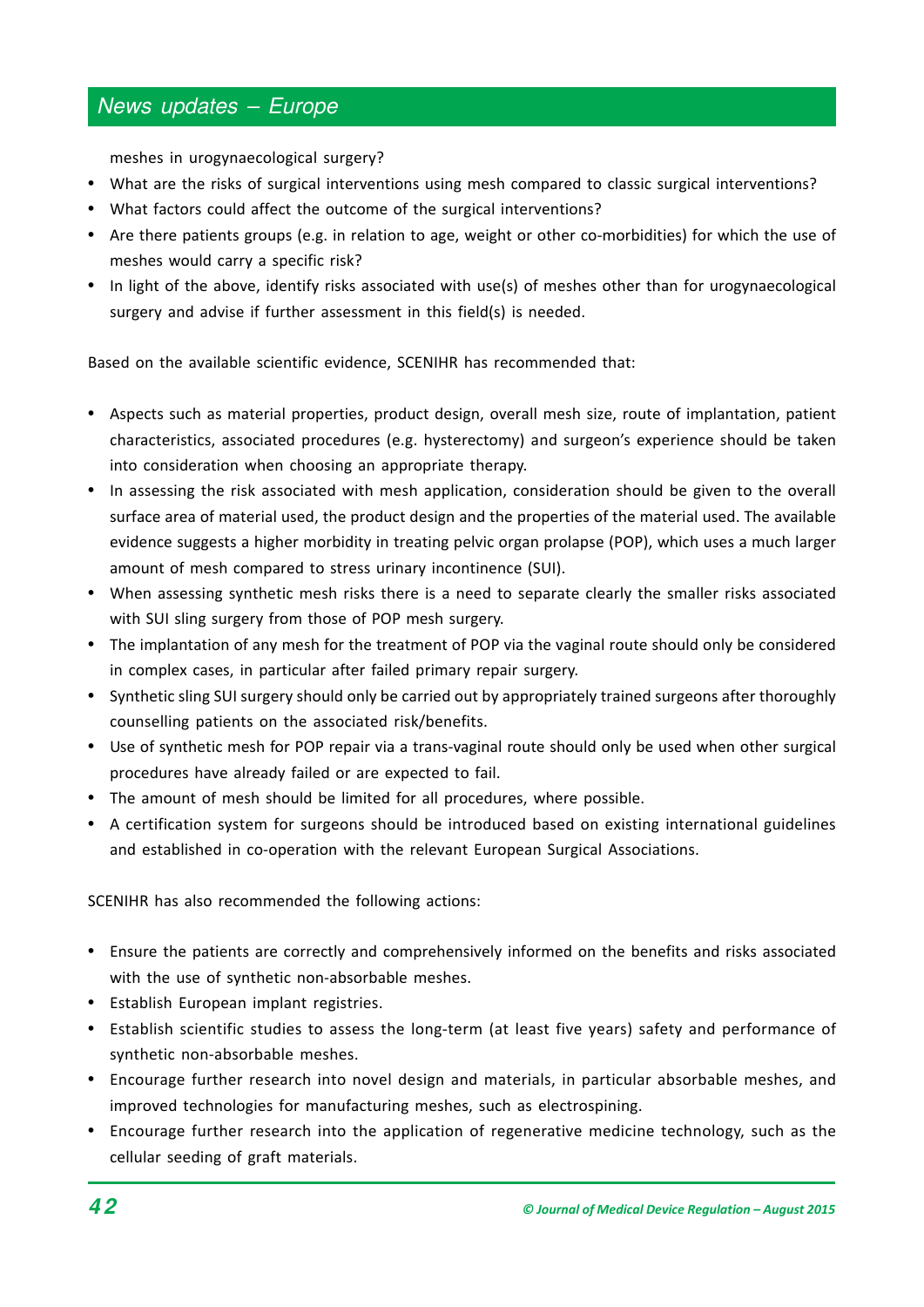meshes in urogynaecological surgery?

- What are the risks of surgical interventions using mesh compared to classic surgical interventions?
- What factors could affect the outcome of the surgical interventions?
- Are there patients groups (e.g. in relation to age, weight or other co-morbidities) for which the use of meshes would carry a specific risk?
- In light of the above, identify risks associated with use(s) of meshes other than for urogynaecological surgery and advise if further assessment in this field(s) is needed.

Based on the available scientific evidence, SCENIHR has recommended that:

- Aspects such as material properties, product design, overall mesh size, route of implantation, patient characteristics, associated procedures (e.g. hysterectomy) and surgeon's experience should be taken into consideration when choosing an appropriate therapy.
- In assessing the risk associated with mesh application, consideration should be given to the overall surface area of material used, the product design and the properties of the material used. The available evidence suggests a higher morbidity in treating pelvic organ prolapse (POP), which uses a much larger amount of mesh compared to stress urinary incontinence (SUI).
- When assessing synthetic mesh risks there is a need to separate clearly the smaller risks associated with SUI sling surgery from those of POP mesh surgery.
- The implantation of any mesh for the treatment of POP via the vaginal route should only be considered in complex cases, in particular after failed primary repair surgery.
- Synthetic sling SUI surgery should only be carried out by appropriately trained surgeons after thoroughly counselling patients on the associated risk/benefits.
- Use of synthetic mesh for POP repair via a trans-vaginal route should only be used when other surgical procedures have already failed or are expected to fail.
- The amount of mesh should be limited for all procedures, where possible.
- A certification system for surgeons should be introduced based on existing international guidelines and established in co-operation with the relevant European Surgical Associations.

SCENIHR has also recommended the following actions:

- Ensure the patients are correctly and comprehensively informed on the benefits and risks associated with the use of synthetic non-absorbable meshes.
- Establish European implant registries.
- Establish scientific studies to assess the long-term (at least five years) safety and performance of synthetic non-absorbable meshes.
- Encourage further research into novel design and materials, in particular absorbable meshes, and improved technologies for manufacturing meshes, such as electrospining.
- Encourage further research into the application of regenerative medicine technology, such as the cellular seeding of graft materials.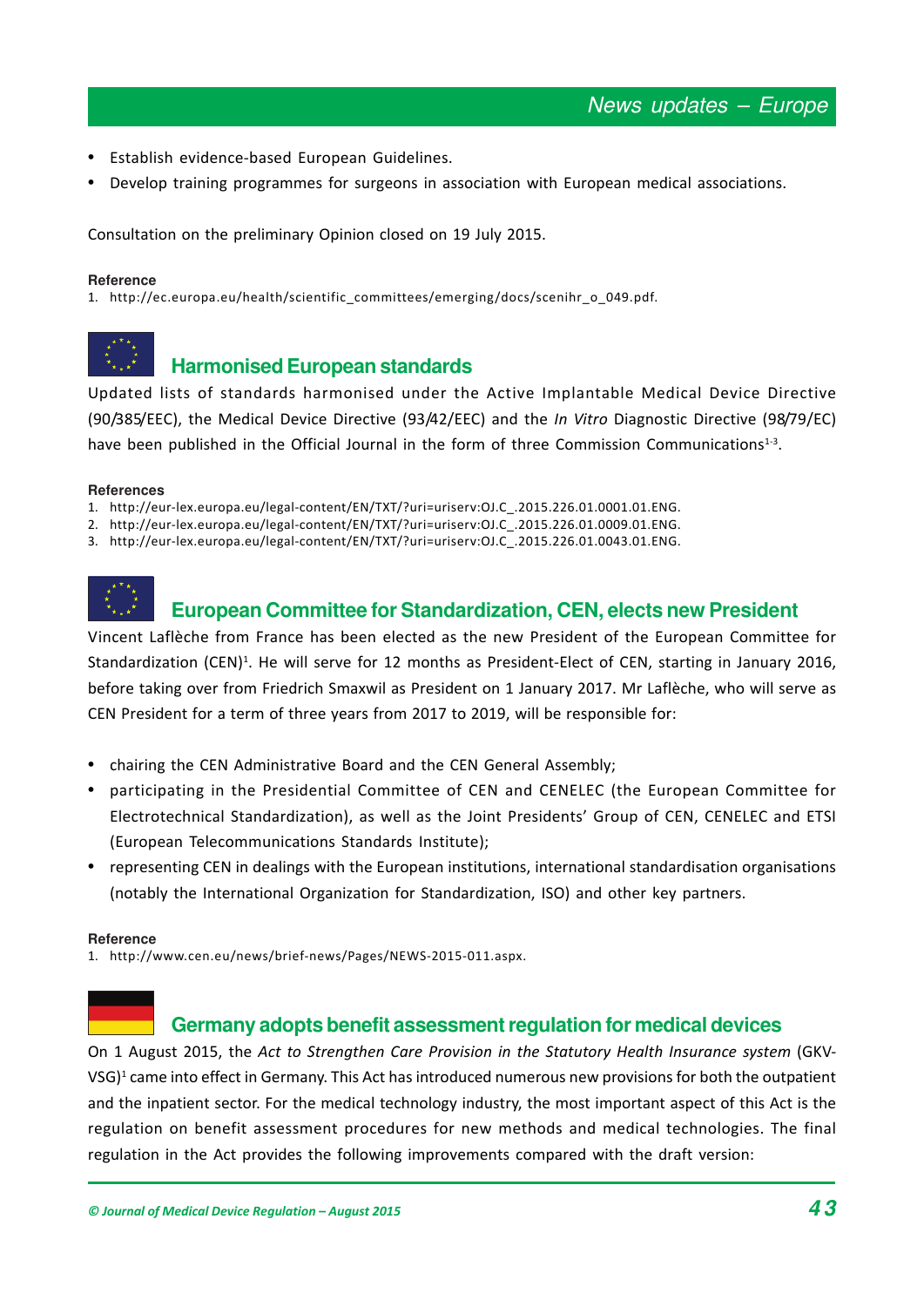- Establish evidence-based European Guidelines.
- Develop training programmes for surgeons in association with European medical associations.

Consultation on the preliminary Opinion closed on 19 July 2015.

**Reference**

1. http://ec.europa.eu/health/scientific_committees/emerging/docs/scenihr_o_049.pdf.

## Harmonised European standards

Updated lists of standards harmonised under the Active Implantable Medical Device Directive (90/385/EEC), the Medical Device Directive (93/42/EEC) and the *In Vitro* Diagnostic Directive (98/79/EC) have been published in the Official Journal in the form of three Commission Communications[1-3].

**References**

1. http://eur-lex.europa.eu/legal-content/EN/TXT/?uri=uriserv:OJ.C_.2015.226.01.0001.01.ENG.
2. http://eur-lex.europa.eu/legal-content/EN/TXT/?uri=uriserv:OJ.C_.2015.226.01.0009.01.ENG.
3. http://eur-lex.europa.eu/legal-content/EN/TXT/?uri=uriserv:OJ.C_.2015.226.01.0043.01.ENG.

## European Committee for Standardization, CEN, elects new President

Vincent Laflèche from France has been elected as the new President of the European Committee for Standardization (CEN)[1]. He will serve for 12 months as President-Elect of CEN, starting in January 2016, before taking over from Friedrich Smaxwil as President on 1 January 2017. Mr Laflèche, who will serve as CEN President for a term of three years from 2017 to 2019, will be responsible for:

- chairing the CEN Administrative Board and the CEN General Assembly;
- participating in the Presidential Committee of CEN and CENELEC (the European Committee for Electrotechnical Standardization), as well as the Joint Presidents' Group of CEN, CENELEC and ETSI (European Telecommunications Standards Institute);
- representing CEN in dealings with the European institutions, international standardisation organisations (notably the International Organization for Standardization, ISO) and other key partners.

**Reference**

1. http://www.cen.eu/news/brief-news/Pages/NEWS-2015-011.aspx.

## Germany adopts benefit assessment regulation for medical devices

On 1 August 2015, the *Act to Strengthen Care Provision in the Statutory Health Insurance system* (GKV-VSG)[1] came into effect in Germany. This Act has introduced numerous new provisions for both the outpatient and the inpatient sector. For the medical technology industry, the most important aspect of this Act is the regulation on benefit assessment procedures for new methods and medical technologies. The final regulation in the Act provides the following improvements compared with the draft version: